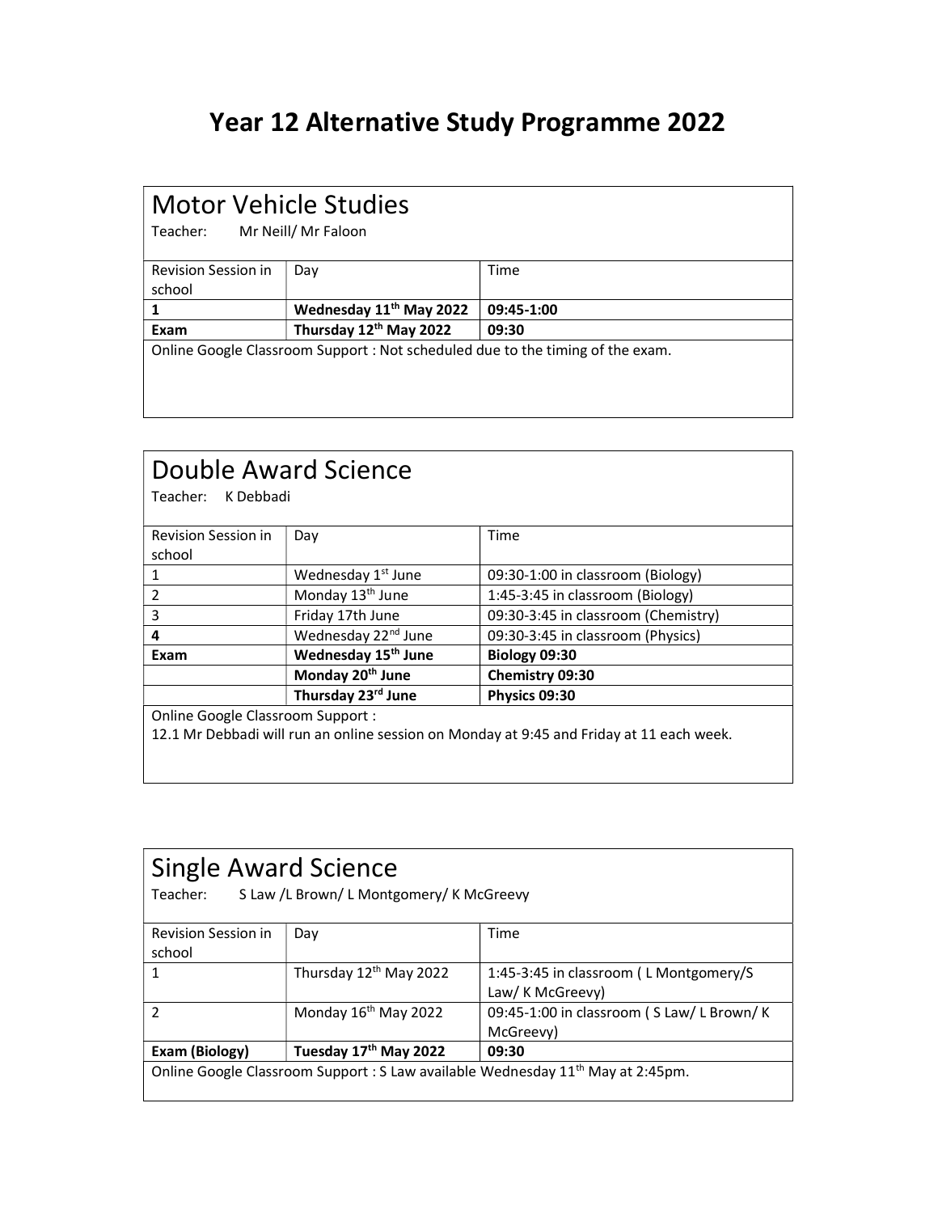# Year 12 Alternative Study Programme 2022

## Motor Vehicle Studies

Teacher: Mr Neill/ Mr Faloon

| Revision Session in school | Day | Time |
|---|---|---|
| **1** | **Wednesday 11th May 2022** | **09:45-1:00** |
| **Exam** | **Thursday 12th May 2022** | **09:30** |

Online Google Classroom Support : Not scheduled due to the timing of the exam.

## Double Award Science

Teacher: K Debbadi

| Revision Session in school | Day | Time |
|---|---|---|
| 1 | Wednesday 1st June | 09:30-1:00 in classroom (Biology) |
| 2 | Monday 13th June | 1:45-3:45 in classroom (Biology) |
| 3 | Friday 17th June | 09:30-3:45 in classroom (Chemistry) |
| **4** | Wednesday 22nd June | 09:30-3:45 in classroom (Physics) |
| **Exam** | **Wednesday 15th June** | **Biology 09:30** |
| | **Monday 20th June** | **Chemistry 09:30** |
| | **Thursday 23rd June** | **Physics 09:30** |

Online Google Classroom Support :
12.1 Mr Debbadi will run an online session on Monday at 9:45 and Friday at 11 each week.

## Single Award Science

Teacher: S Law /L Brown/ L Montgomery/ K McGreevy

| Revision Session in school | Day | Time |
|---|---|---|
| 1 | Thursday 12th May 2022 | 1:45-3:45 in classroom ( L Montgomery/S Law/ K McGreevy) |
| 2 | Monday 16th May 2022 | 09:45-1:00 in classroom ( S Law/ L Brown/ K McGreevy) |
| **Exam (Biology)** | **Tuesday 17th May 2022** | **09:30** |

Online Google Classroom Support : S Law available Wednesday 11th May at 2:45pm.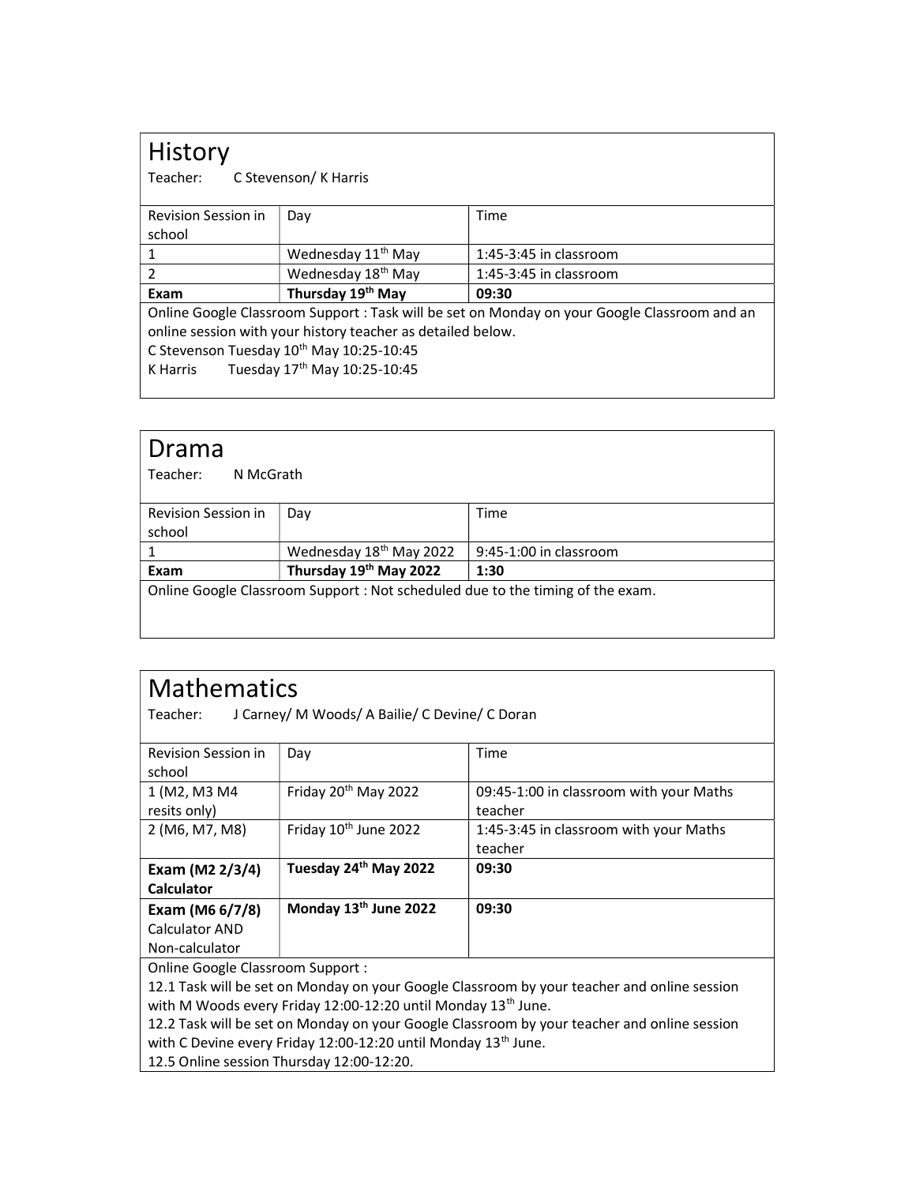# History

Teacher: C Stevenson/ K Harris

| Revision Session in school | Day | Time |
|---|---|---|
| 1 | Wednesday 11th May | 1:45-3:45 in classroom |
| 2 | Wednesday 18th May | 1:45-3:45 in classroom |
| **Exam** | **Thursday 19th May** | **09:30** |

Online Google Classroom Support : Task will be set on Monday on your Google Classroom and an online session with your history teacher as detailed below.

C Stevenson Tuesday 10th May 10:25-10:45

K Harris Tuesday 17th May 10:25-10:45

# Drama

Teacher: N McGrath

| Revision Session in school | Day | Time |
|---|---|---|
| 1 | Wednesday 18th May 2022 | 9:45-1:00 in classroom |
| **Exam** | **Thursday 19th May 2022** | **1:30** |

Online Google Classroom Support : Not scheduled due to the timing of the exam.

# Mathematics

Teacher: J Carney/ M Woods/ A Bailie/ C Devine/ C Doran

| Revision Session in school | Day | Time |
|---|---|---|
| 1 (M2, M3 M4 resits only) | Friday 20th May 2022 | 09:45-1:00 in classroom with your Maths teacher |
| 2 (M6, M7, M8) | Friday 10th June 2022 | 1:45-3:45 in classroom with your Maths teacher |
| **Exam (M2 2/3/4) Calculator** | **Tuesday 24th May 2022** | **09:30** |
| **Exam (M6 6/7/8)** Calculator AND Non-calculator | **Monday 13th June 2022** | **09:30** |

Online Google Classroom Support :

12.1 Task will be set on Monday on your Google Classroom by your teacher and online session with M Woods every Friday 12:00-12:20 until Monday 13th June.

12.2 Task will be set on Monday on your Google Classroom by your teacher and online session with C Devine every Friday 12:00-12:20 until Monday 13th June.

12.5 Online session Thursday 12:00-12:20.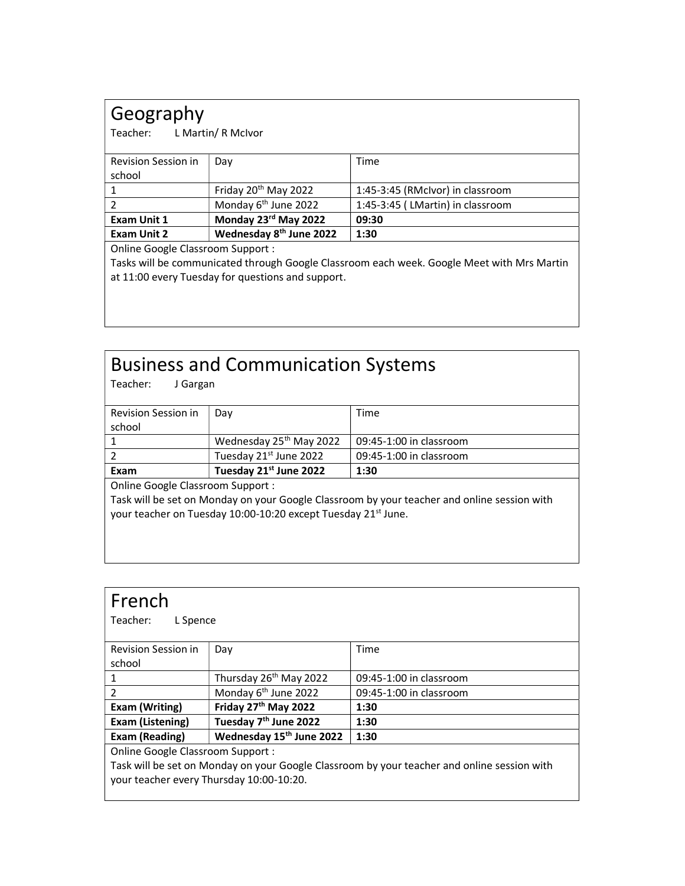# Geography

Teacher: L Martin/ R McIvor

| Revision Session in school | Day | Time |
|---|---|---|
| 1 | Friday 20th May 2022 | 1:45-3:45 (RMcIvor) in classroom |
| 2 | Monday 6th June 2022 | 1:45-3:45 ( LMartin) in classroom |
| **Exam Unit 1** | **Monday 23rd May 2022** | **09:30** |
| **Exam Unit 2** | **Wednesday 8th June 2022** | **1:30** |

Online Google Classroom Support :
Tasks will be communicated through Google Classroom each week. Google Meet with Mrs Martin at 11:00 every Tuesday for questions and support.

# Business and Communication Systems

Teacher: J Gargan

| Revision Session in school | Day | Time |
|---|---|---|
| 1 | Wednesday 25th May 2022 | 09:45-1:00 in classroom |
| 2 | Tuesday 21st June 2022 | 09:45-1:00 in classroom |
| **Exam** | **Tuesday 21st June 2022** | **1:30** |

Online Google Classroom Support :
Task will be set on Monday on your Google Classroom by your teacher and online session with your teacher on Tuesday 10:00-10:20 except Tuesday 21st June.

# French

Teacher: L Spence

| Revision Session in school | Day | Time |
|---|---|---|
| 1 | Thursday 26th May 2022 | 09:45-1:00 in classroom |
| 2 | Monday 6th June 2022 | 09:45-1:00 in classroom |
| **Exam (Writing)** | **Friday 27th May 2022** | **1:30** |
| **Exam (Listening)** | **Tuesday 7th June 2022** | **1:30** |
| **Exam (Reading)** | **Wednesday 15th June 2022** | **1:30** |

Online Google Classroom Support :
Task will be set on Monday on your Google Classroom by your teacher and online session with your teacher every Thursday 10:00-10:20.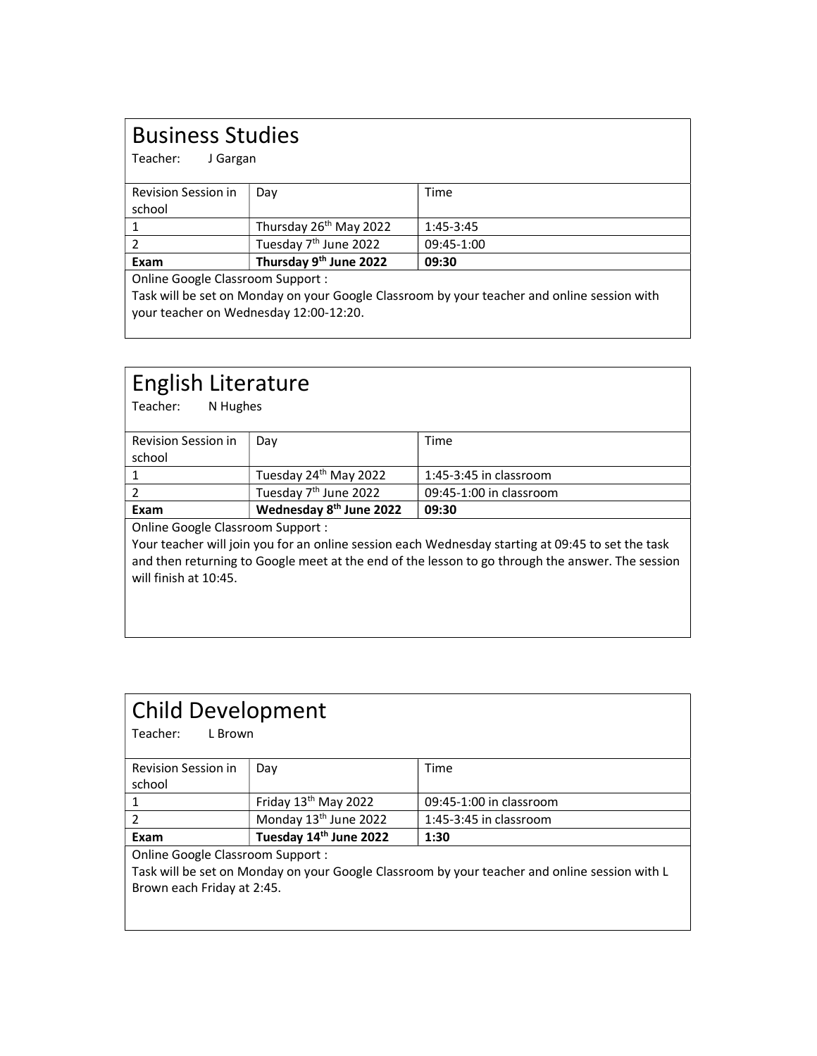## Business Studies

Teacher: J Gargan

| Revision Session in school | Day | Time |
| --- | --- | --- |
| 1 | Thursday 26th May 2022 | 1:45-3:45 |
| 2 | Tuesday 7th June 2022 | 09:45-1:00 |
| **Exam** | **Thursday 9th June 2022** | **09:30** |

Online Google Classroom Support :

Task will be set on Monday on your Google Classroom by your teacher and online session with your teacher on Wednesday 12:00-12:20.

## English Literature

Teacher: N Hughes

| Revision Session in school | Day | Time |
| --- | --- | --- |
| 1 | Tuesday 24th May 2022 | 1:45-3:45 in classroom |
| 2 | Tuesday 7th June 2022 | 09:45-1:00 in classroom |
| **Exam** | **Wednesday 8th June 2022** | **09:30** |

Online Google Classroom Support :

Your teacher will join you for an online session each Wednesday starting at 09:45 to set the task and then returning to Google meet at the end of the lesson to go through the answer. The session will finish at 10:45.

## Child Development

Teacher: L Brown

| Revision Session in school | Day | Time |
| --- | --- | --- |
| 1 | Friday 13th May 2022 | 09:45-1:00 in classroom |
| 2 | Monday 13th June 2022 | 1:45-3:45 in classroom |
| **Exam** | **Tuesday 14th June 2022** | **1:30** |

Online Google Classroom Support :

Task will be set on Monday on your Google Classroom by your teacher and online session with L Brown each Friday at 2:45.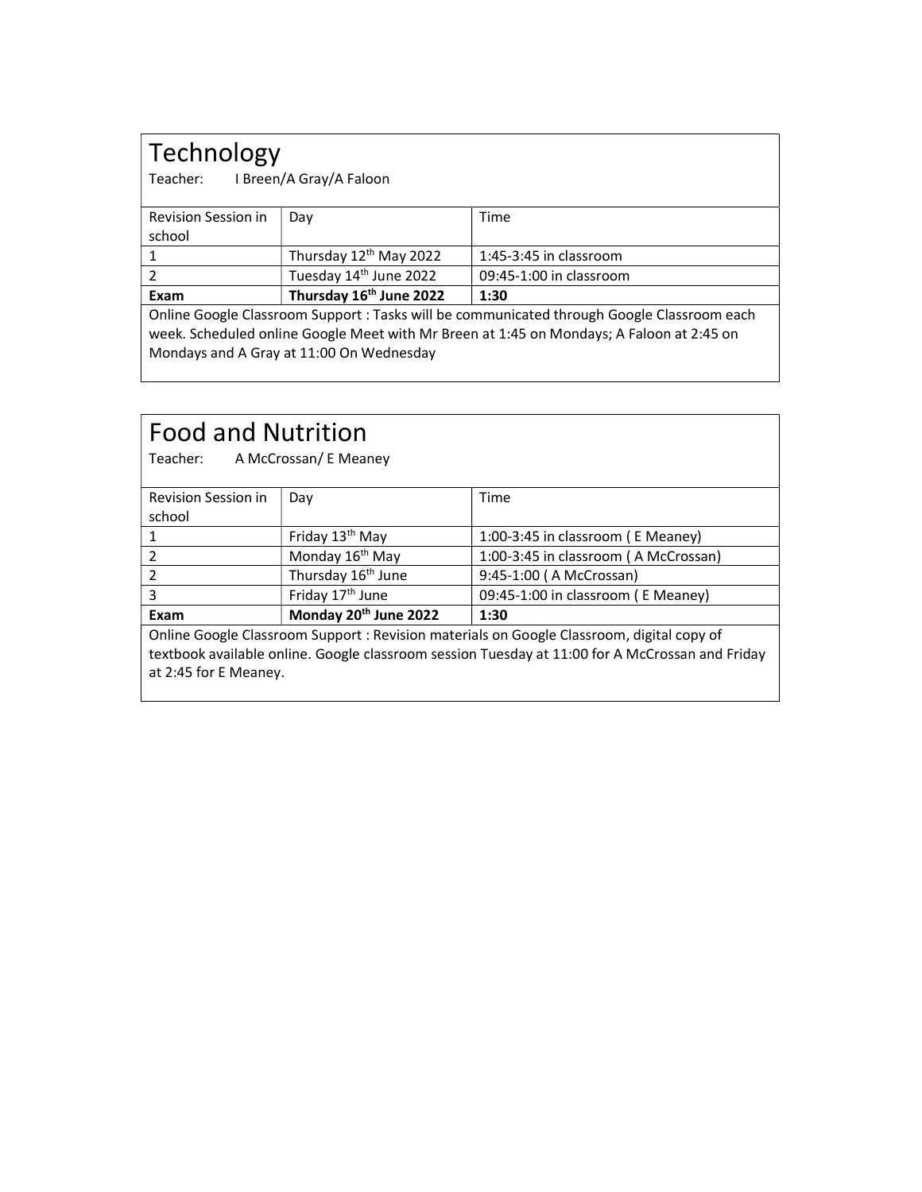## Technology

Teacher: I Breen/A Gray/A Faloon

| Revision Session in school | Day | Time |
|---|---|---|
| 1 | Thursday 12th May 2022 | 1:45-3:45 in classroom |
| 2 | Tuesday 14th June 2022 | 09:45-1:00 in classroom |
| **Exam** | **Thursday 16th June 2022** | **1:30** |

Online Google Classroom Support : Tasks will be communicated through Google Classroom each week. Scheduled online Google Meet with Mr Breen at 1:45 on Mondays; A Faloon at 2:45 on Mondays and A Gray at 11:00 On Wednesday

## Food and Nutrition

Teacher: A McCrossan/ E Meaney

| Revision Session in school | Day | Time |
|---|---|---|
| 1 | Friday 13th May | 1:00-3:45 in classroom ( E Meaney) |
| 2 | Monday 16th May | 1:00-3:45 in classroom ( A McCrossan) |
| 2 | Thursday 16th June | 9:45-1:00 ( A McCrossan) |
| 3 | Friday 17th June | 09:45-1:00 in classroom ( E Meaney) |
| **Exam** | **Monday 20th June 2022** | **1:30** |

Online Google Classroom Support : Revision materials on Google Classroom, digital copy of textbook available online. Google classroom session Tuesday at 11:00 for A McCrossan and Friday at 2:45 for E Meaney.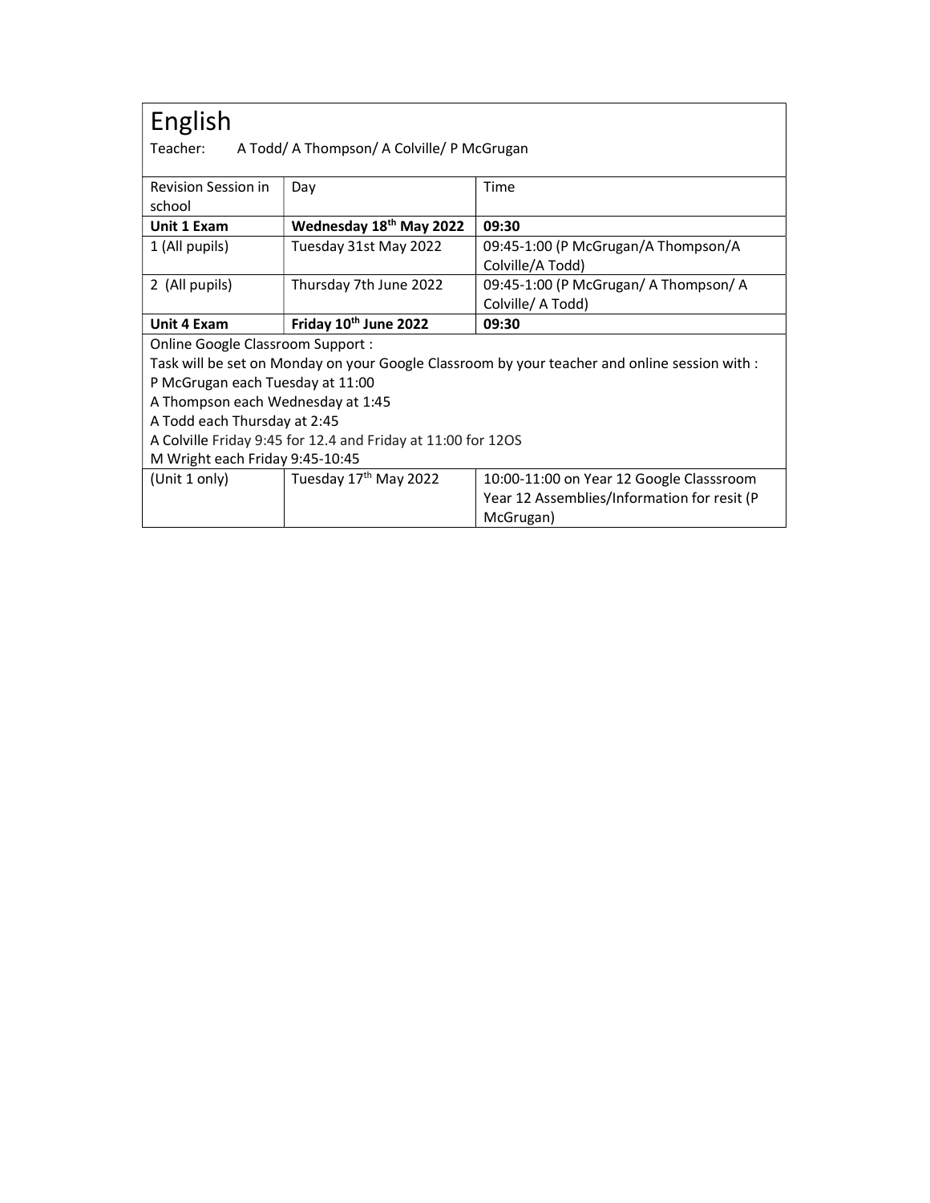# English

Teacher: A Todd/ A Thompson/ A Colville/ P McGrugan

| Revision Session in school | Day | Time |
|---|---|---|
| **Unit 1 Exam** | **Wednesday 18th May 2022** | **09:30** |
| 1 (All pupils) | Tuesday 31st May 2022 | 09:45-1:00 (P McGrugan/A Thompson/A Colville/A Todd) |
| 2 (All pupils) | Thursday 7th June 2022 | 09:45-1:00 (P McGrugan/ A Thompson/ A Colville/ A Todd) |
| **Unit 4 Exam** | **Friday 10th June 2022** | **09:30** |

Online Google Classroom Support :

Task will be set on Monday on your Google Classroom by your teacher and online session with :

P McGrugan each Tuesday at 11:00

A Thompson each Wednesday at 1:45

A Todd each Thursday at 2:45

A Colville Friday 9:45 for 12.4 and Friday at 11:00 for 12OS

M Wright each Friday 9:45-10:45

| | | |
|---|---|---|
| (Unit 1 only) | Tuesday 17th May 2022 | 10:00-11:00 on Year 12 Google Classsroom Year 12 Assemblies/Information for resit (P McGrugan) |